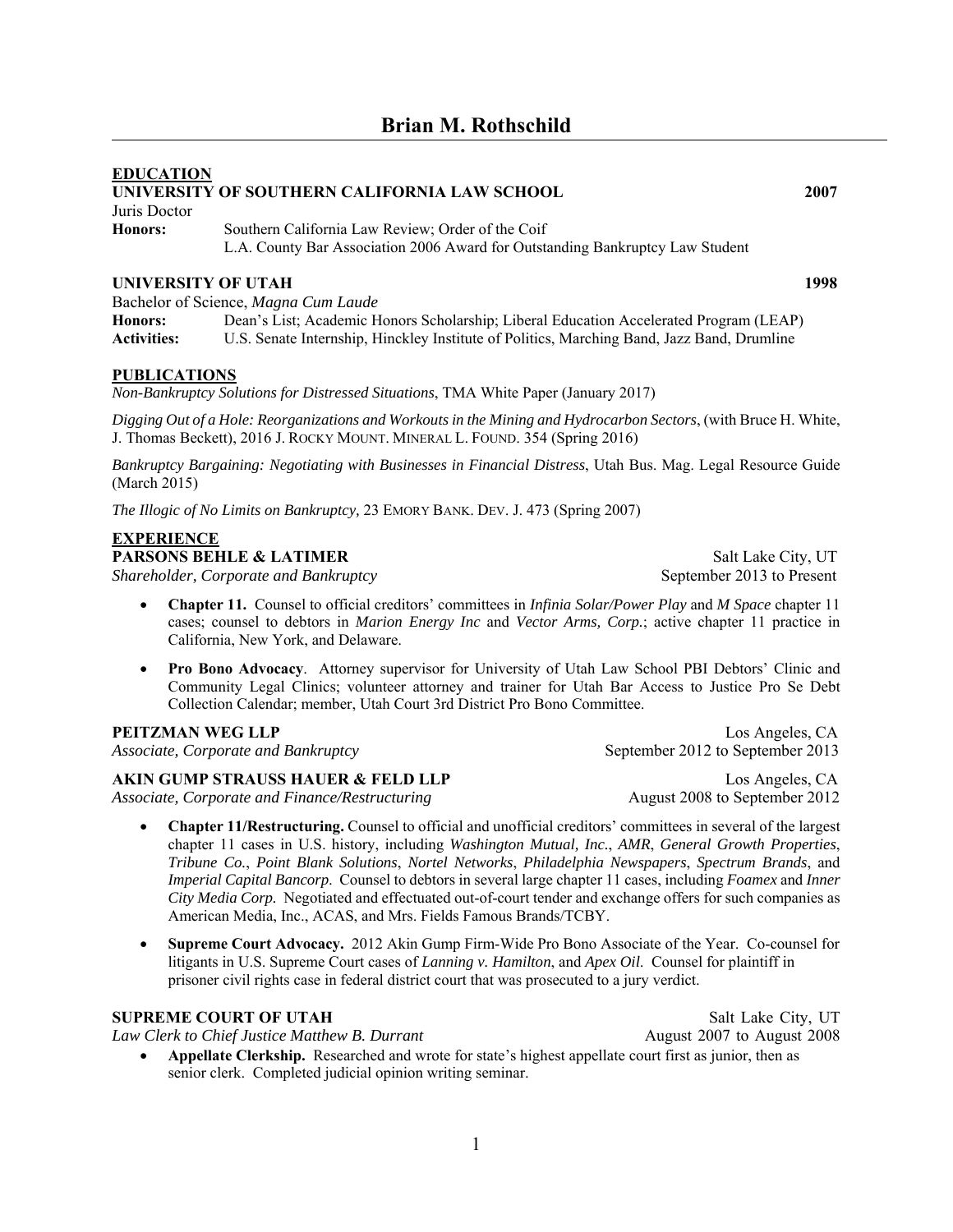# Brian M. Rothschild

## EDUCATION

**UNIVERSITY OF SOUTHERN CALIFORNIA LAW SCHOOL** **2007**

Juris Doctor

**Honors:** Southern California Law Review; Order of the Coif
L.A. County Bar Association 2006 Award for Outstanding Bankruptcy Law Student

**UNIVERSITY OF UTAH** **1998**

Bachelor of Science, *Magna Cum Laude*

**Honors:** Dean's List; Academic Honors Scholarship; Liberal Education Accelerated Program (LEAP)

**Activities:** U.S. Senate Internship, Hinckley Institute of Politics, Marching Band, Jazz Band, Drumline

## PUBLICATIONS

*Non-Bankruptcy Solutions for Distressed Situations*, TMA White Paper (January 2017)

*Digging Out of a Hole: Reorganizations and Workouts in the Mining and Hydrocarbon Sectors*, (with Bruce H. White, J. Thomas Beckett), 2016 J. ROCKY MOUNT. MINERAL L. FOUND. 354 (Spring 2016)

*Bankruptcy Bargaining: Negotiating with Businesses in Financial Distress*, Utah Bus. Mag. Legal Resource Guide (March 2015)

*The Illogic of No Limits on Bankruptcy,* 23 EMORY BANK. DEV. J. 473 (Spring 2007)

## EXPERIENCE

**PARSONS BEHLE & LATIMER** Salt Lake City, UT
*Shareholder, Corporate and Bankruptcy* September 2013 to Present

- **Chapter 11.** Counsel to official creditors' committees in *Infinia Solar/Power Play* and *M Space* chapter 11 cases; counsel to debtors in *Marion Energy Inc* and *Vector Arms, Corp.*; active chapter 11 practice in California, New York, and Delaware.
- **Pro Bono Advocacy**. Attorney supervisor for University of Utah Law School PBI Debtors' Clinic and Community Legal Clinics; volunteer attorney and trainer for Utah Bar Access to Justice Pro Se Debt Collection Calendar; member, Utah Court 3rd District Pro Bono Committee.

**PEITZMAN WEG LLP** Los Angeles, CA
*Associate, Corporate and Bankruptcy* September 2012 to September 2013

**AKIN GUMP STRAUSS HAUER & FELD LLP** Los Angeles, CA
*Associate, Corporate and Finance/Restructuring* August 2008 to September 2012

- **Chapter 11/Restructuring.** Counsel to official and unofficial creditors' committees in several of the largest chapter 11 cases in U.S. history, including *Washington Mutual, Inc.*, *AMR*, *General Growth Properties*, *Tribune Co.*, *Point Blank Solutions*, *Nortel Networks*, *Philadelphia Newspapers*, *Spectrum Brands*, and *Imperial Capital Bancorp*. Counsel to debtors in several large chapter 11 cases, including *Foamex* and *Inner City Media Corp.* Negotiated and effectuated out-of-court tender and exchange offers for such companies as American Media, Inc., ACAS, and Mrs. Fields Famous Brands/TCBY.
- **Supreme Court Advocacy.** 2012 Akin Gump Firm-Wide Pro Bono Associate of the Year. Co-counsel for litigants in U.S. Supreme Court cases of *Lanning v. Hamilton*, and *Apex Oil*. Counsel for plaintiff in prisoner civil rights case in federal district court that was prosecuted to a jury verdict.

**SUPREME COURT OF UTAH** Salt Lake City, UT
*Law Clerk to Chief Justice Matthew B. Durrant* August 2007 to August 2008

- **Appellate Clerkship.** Researched and wrote for state's highest appellate court first as junior, then as senior clerk. Completed judicial opinion writing seminar.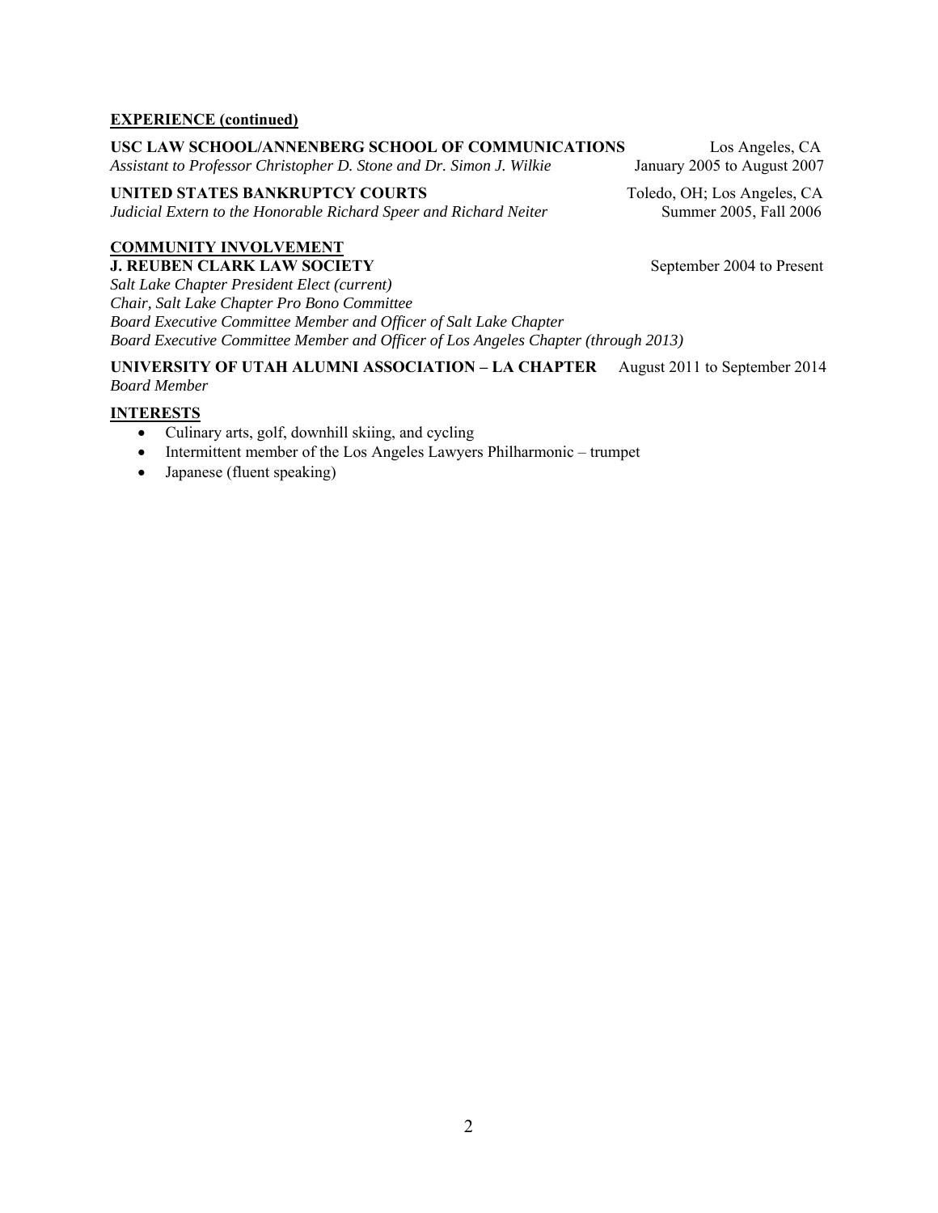## EXPERIENCE (continued)

**USC LAW SCHOOL/ANNENBERG SCHOOL OF COMMUNICATIONS** Los Angeles, CA
*Assistant to Professor Christopher D. Stone and Dr. Simon J. Wilkie* January 2005 to August 2007

**UNITED STATES BANKRUPTCY COURTS** Toledo, OH; Los Angeles, CA
*Judicial Extern to the Honorable Richard Speer and Richard Neiter* Summer 2005, Fall 2006

## COMMUNITY INVOLVEMENT

**J. REUBEN CLARK LAW SOCIETY** September 2004 to Present
*Salt Lake Chapter President Elect (current)*
*Chair, Salt Lake Chapter Pro Bono Committee*
*Board Executive Committee Member and Officer of Salt Lake Chapter*
*Board Executive Committee Member and Officer of Los Angeles Chapter (through 2013)*

**UNIVERSITY OF UTAH ALUMNI ASSOCIATION – LA CHAPTER** August 2011 to September 2014
*Board Member*

## INTERESTS

- Culinary arts, golf, downhill skiing, and cycling
- Intermittent member of the Los Angeles Lawyers Philharmonic – trumpet
- Japanese (fluent speaking)